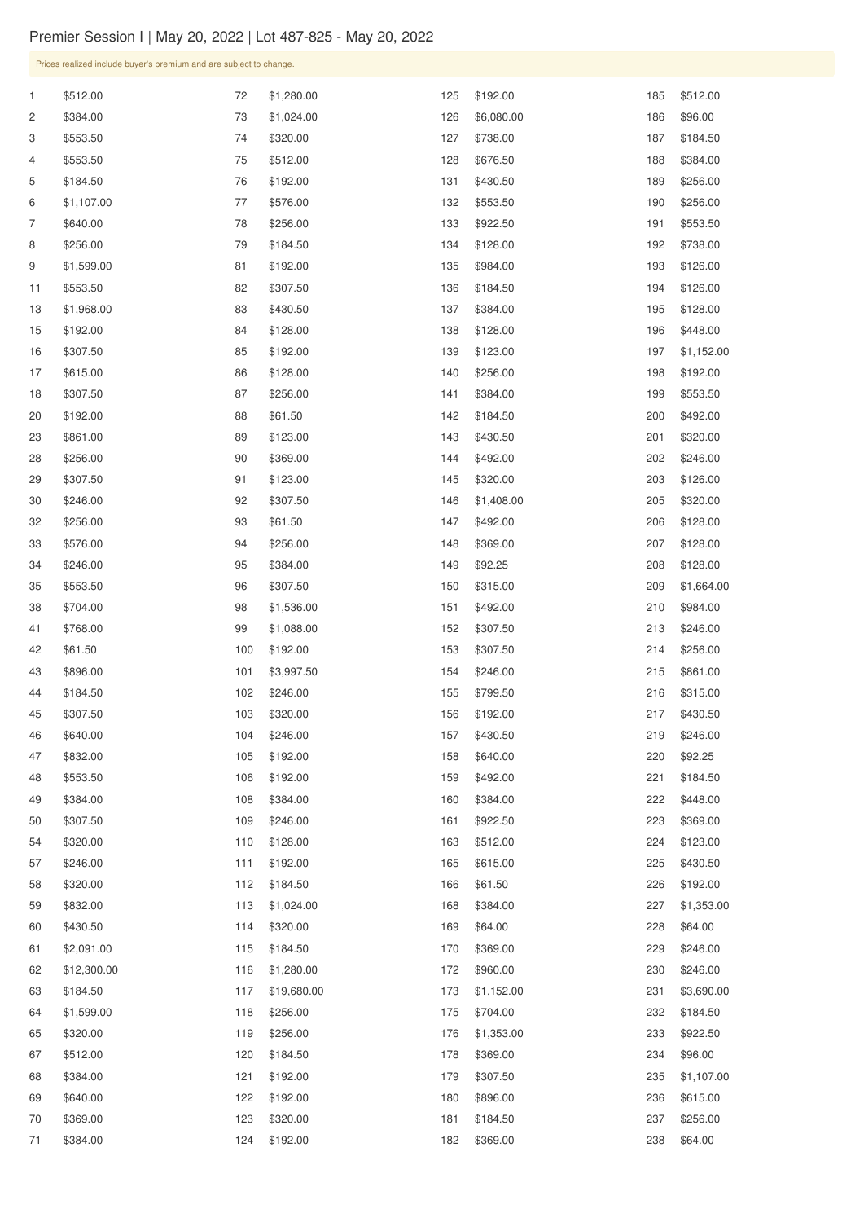# Premier Session I | May 20, 2022 | Lot 487-825 - May 20, 2022

Prices realized include buyer's premium and are subject to change.

| Lot | Price | Lot | Price | Lot | Price | Lot | Price |
|---|---|---|---|---|---|---|---|
| 1 | $512.00 | 72 | $1,280.00 | 125 | $192.00 | 185 | $512.00 |
| 2 | $384.00 | 73 | $1,024.00 | 126 | $6,080.00 | 186 | $96.00 |
| 3 | $553.50 | 74 | $320.00 | 127 | $738.00 | 187 | $184.50 |
| 4 | $553.50 | 75 | $512.00 | 128 | $676.50 | 188 | $384.00 |
| 5 | $184.50 | 76 | $192.00 | 131 | $430.50 | 189 | $256.00 |
| 6 | $1,107.00 | 77 | $576.00 | 132 | $553.50 | 190 | $256.00 |
| 7 | $640.00 | 78 | $256.00 | 133 | $922.50 | 191 | $553.50 |
| 8 | $256.00 | 79 | $184.50 | 134 | $128.00 | 192 | $738.00 |
| 9 | $1,599.00 | 81 | $192.00 | 135 | $984.00 | 193 | $126.00 |
| 11 | $553.50 | 82 | $307.50 | 136 | $184.50 | 194 | $126.00 |
| 13 | $1,968.00 | 83 | $430.50 | 137 | $384.00 | 195 | $128.00 |
| 15 | $192.00 | 84 | $128.00 | 138 | $128.00 | 196 | $448.00 |
| 16 | $307.50 | 85 | $192.00 | 139 | $123.00 | 197 | $1,152.00 |
| 17 | $615.00 | 86 | $128.00 | 140 | $256.00 | 198 | $192.00 |
| 18 | $307.50 | 87 | $256.00 | 141 | $384.00 | 199 | $553.50 |
| 20 | $192.00 | 88 | $61.50 | 142 | $184.50 | 200 | $492.00 |
| 23 | $861.00 | 89 | $123.00 | 143 | $430.50 | 201 | $320.00 |
| 28 | $256.00 | 90 | $369.00 | 144 | $492.00 | 202 | $246.00 |
| 29 | $307.50 | 91 | $123.00 | 145 | $320.00 | 203 | $126.00 |
| 30 | $246.00 | 92 | $307.50 | 146 | $1,408.00 | 205 | $320.00 |
| 32 | $256.00 | 93 | $61.50 | 147 | $492.00 | 206 | $128.00 |
| 33 | $576.00 | 94 | $256.00 | 148 | $369.00 | 207 | $128.00 |
| 34 | $246.00 | 95 | $384.00 | 149 | $92.25 | 208 | $128.00 |
| 35 | $553.50 | 96 | $307.50 | 150 | $315.00 | 209 | $1,664.00 |
| 38 | $704.00 | 98 | $1,536.00 | 151 | $492.00 | 210 | $984.00 |
| 41 | $768.00 | 99 | $1,088.00 | 152 | $307.50 | 213 | $246.00 |
| 42 | $61.50 | 100 | $192.00 | 153 | $307.50 | 214 | $256.00 |
| 43 | $896.00 | 101 | $3,997.50 | 154 | $246.00 | 215 | $861.00 |
| 44 | $184.50 | 102 | $246.00 | 155 | $799.50 | 216 | $315.00 |
| 45 | $307.50 | 103 | $320.00 | 156 | $192.00 | 217 | $430.50 |
| 46 | $640.00 | 104 | $246.00 | 157 | $430.50 | 219 | $246.00 |
| 47 | $832.00 | 105 | $192.00 | 158 | $640.00 | 220 | $92.25 |
| 48 | $553.50 | 106 | $192.00 | 159 | $492.00 | 221 | $184.50 |
| 49 | $384.00 | 108 | $384.00 | 160 | $384.00 | 222 | $448.00 |
| 50 | $307.50 | 109 | $246.00 | 161 | $922.50 | 223 | $369.00 |
| 54 | $320.00 | 110 | $128.00 | 163 | $512.00 | 224 | $123.00 |
| 57 | $246.00 | 111 | $192.00 | 165 | $615.00 | 225 | $430.50 |
| 58 | $320.00 | 112 | $184.50 | 166 | $61.50 | 226 | $192.00 |
| 59 | $832.00 | 113 | $1,024.00 | 168 | $384.00 | 227 | $1,353.00 |
| 60 | $430.50 | 114 | $320.00 | 169 | $64.00 | 228 | $64.00 |
| 61 | $2,091.00 | 115 | $184.50 | 170 | $369.00 | 229 | $246.00 |
| 62 | $12,300.00 | 116 | $1,280.00 | 172 | $960.00 | 230 | $246.00 |
| 63 | $184.50 | 117 | $19,680.00 | 173 | $1,152.00 | 231 | $3,690.00 |
| 64 | $1,599.00 | 118 | $256.00 | 175 | $704.00 | 232 | $184.50 |
| 65 | $320.00 | 119 | $256.00 | 176 | $1,353.00 | 233 | $922.50 |
| 67 | $512.00 | 120 | $184.50 | 178 | $369.00 | 234 | $96.00 |
| 68 | $384.00 | 121 | $192.00 | 179 | $307.50 | 235 | $1,107.00 |
| 69 | $640.00 | 122 | $192.00 | 180 | $896.00 | 236 | $615.00 |
| 70 | $369.00 | 123 | $320.00 | 181 | $184.50 | 237 | $256.00 |
| 71 | $384.00 | 124 | $192.00 | 182 | $369.00 | 238 | $64.00 |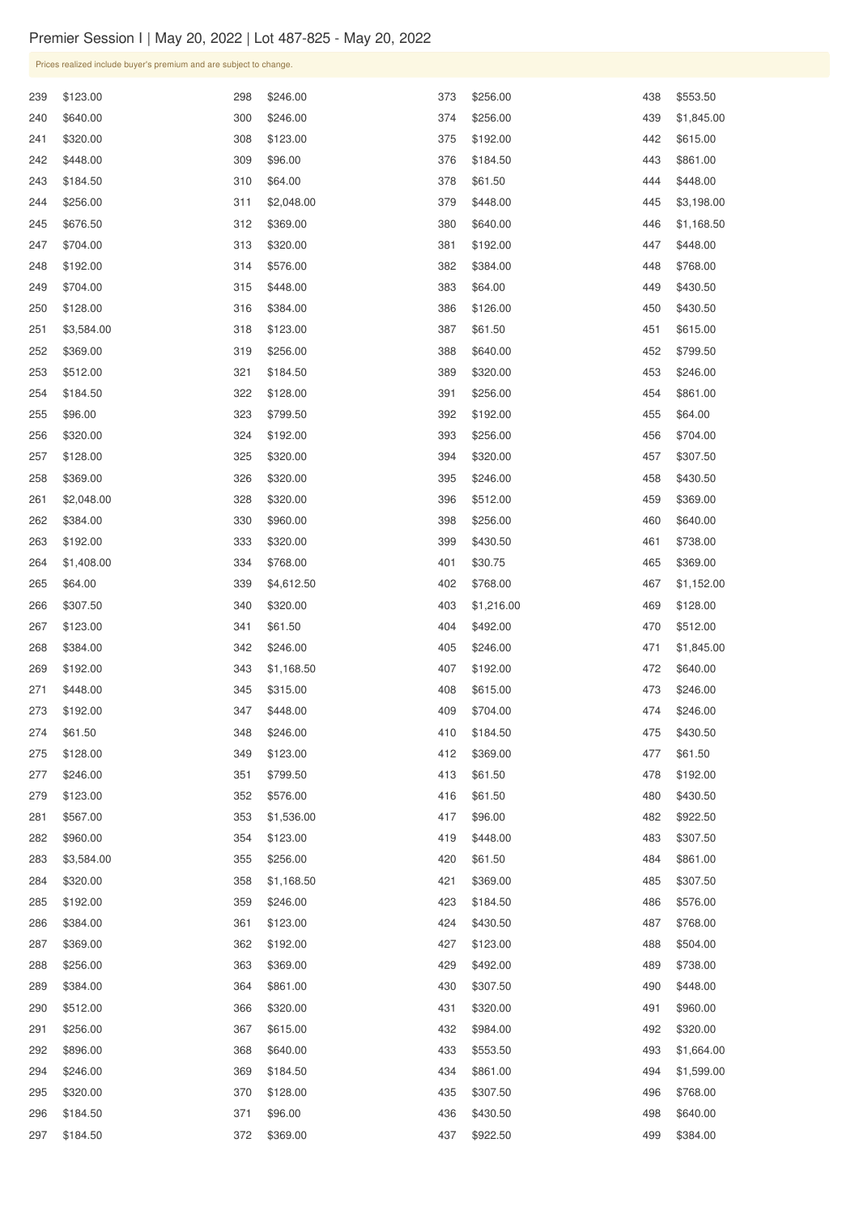Premier Session I | May 20, 2022 | Lot 487-825 - May 20, 2022

Prices realized include buyer's premium and are subject to change.

| Lot | Price | Lot | Price | Lot | Price | Lot | Price |
|---|---|---|---|---|---|---|---|
| 239 | $123.00 | 298 | $246.00 | 373 | $256.00 | 438 | $553.50 |
| 240 | $640.00 | 300 | $246.00 | 374 | $256.00 | 439 | $1,845.00 |
| 241 | $320.00 | 308 | $123.00 | 375 | $192.00 | 442 | $615.00 |
| 242 | $448.00 | 309 | $96.00 | 376 | $184.50 | 443 | $861.00 |
| 243 | $184.50 | 310 | $64.00 | 378 | $61.50 | 444 | $448.00 |
| 244 | $256.00 | 311 | $2,048.00 | 379 | $448.00 | 445 | $3,198.00 |
| 245 | $676.50 | 312 | $369.00 | 380 | $640.00 | 446 | $1,168.50 |
| 247 | $704.00 | 313 | $320.00 | 381 | $192.00 | 447 | $448.00 |
| 248 | $192.00 | 314 | $576.00 | 382 | $384.00 | 448 | $768.00 |
| 249 | $704.00 | 315 | $448.00 | 383 | $64.00 | 449 | $430.50 |
| 250 | $128.00 | 316 | $384.00 | 386 | $126.00 | 450 | $430.50 |
| 251 | $3,584.00 | 318 | $123.00 | 387 | $61.50 | 451 | $615.00 |
| 252 | $369.00 | 319 | $256.00 | 388 | $640.00 | 452 | $799.50 |
| 253 | $512.00 | 321 | $184.50 | 389 | $320.00 | 453 | $246.00 |
| 254 | $184.50 | 322 | $128.00 | 391 | $256.00 | 454 | $861.00 |
| 255 | $96.00 | 323 | $799.50 | 392 | $192.00 | 455 | $64.00 |
| 256 | $320.00 | 324 | $192.00 | 393 | $256.00 | 456 | $704.00 |
| 257 | $128.00 | 325 | $320.00 | 394 | $320.00 | 457 | $307.50 |
| 258 | $369.00 | 326 | $320.00 | 395 | $246.00 | 458 | $430.50 |
| 261 | $2,048.00 | 328 | $320.00 | 396 | $512.00 | 459 | $369.00 |
| 262 | $384.00 | 330 | $960.00 | 398 | $256.00 | 460 | $640.00 |
| 263 | $192.00 | 333 | $320.00 | 399 | $430.50 | 461 | $738.00 |
| 264 | $1,408.00 | 334 | $768.00 | 401 | $30.75 | 465 | $369.00 |
| 265 | $64.00 | 339 | $4,612.50 | 402 | $768.00 | 467 | $1,152.00 |
| 266 | $307.50 | 340 | $320.00 | 403 | $1,216.00 | 469 | $128.00 |
| 267 | $123.00 | 341 | $61.50 | 404 | $492.00 | 470 | $512.00 |
| 268 | $384.00 | 342 | $246.00 | 405 | $246.00 | 471 | $1,845.00 |
| 269 | $192.00 | 343 | $1,168.50 | 407 | $192.00 | 472 | $640.00 |
| 271 | $448.00 | 345 | $315.00 | 408 | $615.00 | 473 | $246.00 |
| 273 | $192.00 | 347 | $448.00 | 409 | $704.00 | 474 | $246.00 |
| 274 | $61.50 | 348 | $246.00 | 410 | $184.50 | 475 | $430.50 |
| 275 | $128.00 | 349 | $123.00 | 412 | $369.00 | 477 | $61.50 |
| 277 | $246.00 | 351 | $799.50 | 413 | $61.50 | 478 | $192.00 |
| 279 | $123.00 | 352 | $576.00 | 416 | $61.50 | 480 | $430.50 |
| 281 | $567.00 | 353 | $1,536.00 | 417 | $96.00 | 482 | $922.50 |
| 282 | $960.00 | 354 | $123.00 | 419 | $448.00 | 483 | $307.50 |
| 283 | $3,584.00 | 355 | $256.00 | 420 | $61.50 | 484 | $861.00 |
| 284 | $320.00 | 358 | $1,168.50 | 421 | $369.00 | 485 | $307.50 |
| 285 | $192.00 | 359 | $246.00 | 423 | $184.50 | 486 | $576.00 |
| 286 | $384.00 | 361 | $123.00 | 424 | $430.50 | 487 | $768.00 |
| 287 | $369.00 | 362 | $192.00 | 427 | $123.00 | 488 | $504.00 |
| 288 | $256.00 | 363 | $369.00 | 429 | $492.00 | 489 | $738.00 |
| 289 | $384.00 | 364 | $861.00 | 430 | $307.50 | 490 | $448.00 |
| 290 | $512.00 | 366 | $320.00 | 431 | $320.00 | 491 | $960.00 |
| 291 | $256.00 | 367 | $615.00 | 432 | $984.00 | 492 | $320.00 |
| 292 | $896.00 | 368 | $640.00 | 433 | $553.50 | 493 | $1,664.00 |
| 294 | $246.00 | 369 | $184.50 | 434 | $861.00 | 494 | $1,599.00 |
| 295 | $320.00 | 370 | $128.00 | 435 | $307.50 | 496 | $768.00 |
| 296 | $184.50 | 371 | $96.00 | 436 | $430.50 | 498 | $640.00 |
| 297 | $184.50 | 372 | $369.00 | 437 | $922.50 | 499 | $384.00 |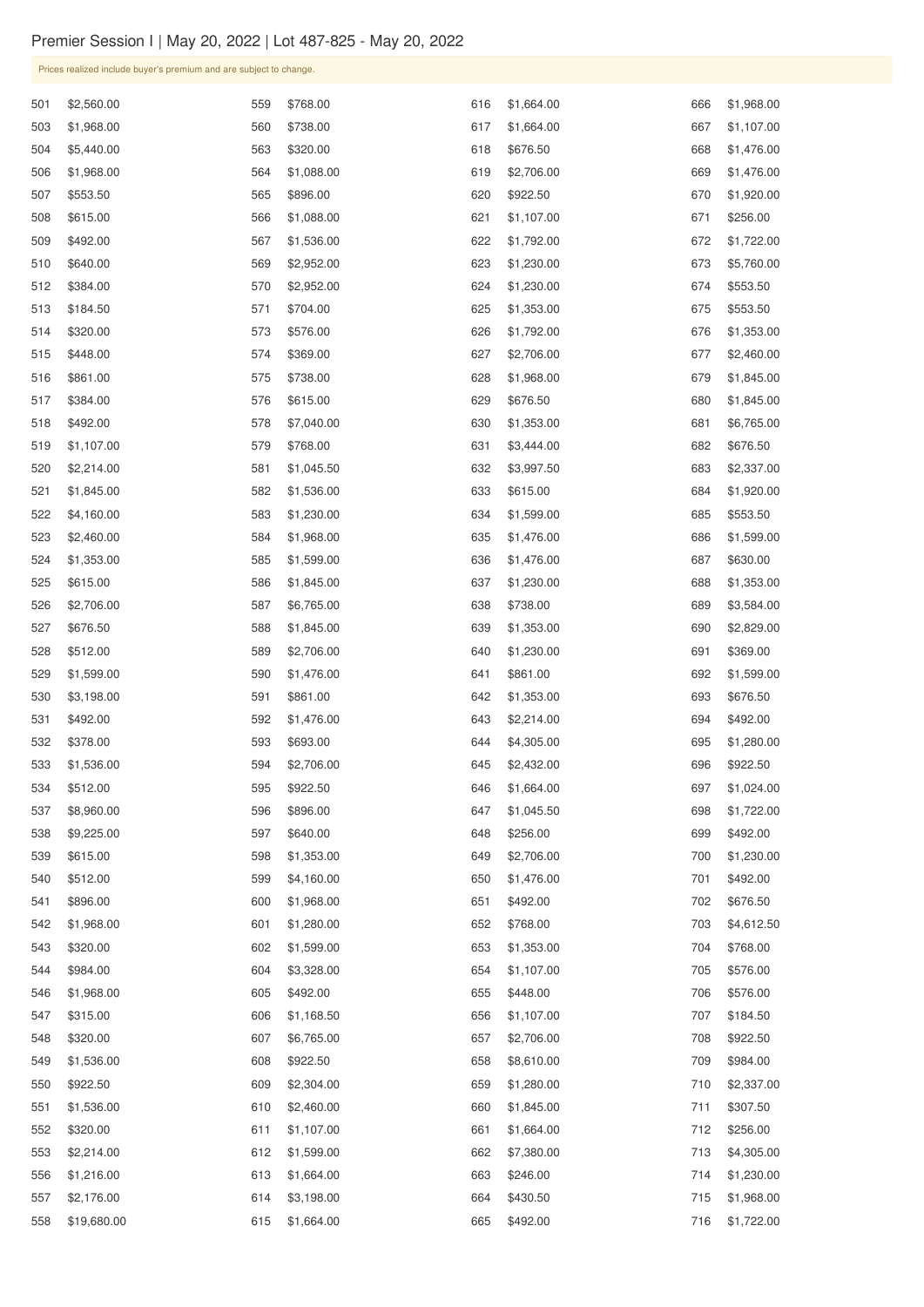# Premier Session I | May 20, 2022 | Lot 487-825 - May 20, 2022

Prices realized include buyer's premium and are subject to change.

| Lot | Price | Lot | Price | Lot | Price | Lot | Price |
|---|---|---|---|---|---|---|---|
| 501 | $2,560.00 | 559 | $768.00 | 616 | $1,664.00 | 666 | $1,968.00 |
| 503 | $1,968.00 | 560 | $738.00 | 617 | $1,664.00 | 667 | $1,107.00 |
| 504 | $5,440.00 | 563 | $320.00 | 618 | $676.50 | 668 | $1,476.00 |
| 506 | $1,968.00 | 564 | $1,088.00 | 619 | $2,706.00 | 669 | $1,476.00 |
| 507 | $553.50 | 565 | $896.00 | 620 | $922.50 | 670 | $1,920.00 |
| 508 | $615.00 | 566 | $1,088.00 | 621 | $1,107.00 | 671 | $256.00 |
| 509 | $492.00 | 567 | $1,536.00 | 622 | $1,792.00 | 672 | $1,722.00 |
| 510 | $640.00 | 569 | $2,952.00 | 623 | $1,230.00 | 673 | $5,760.00 |
| 512 | $384.00 | 570 | $2,952.00 | 624 | $1,230.00 | 674 | $553.50 |
| 513 | $184.50 | 571 | $704.00 | 625 | $1,353.00 | 675 | $553.50 |
| 514 | $320.00 | 573 | $576.00 | 626 | $1,792.00 | 676 | $1,353.00 |
| 515 | $448.00 | 574 | $369.00 | 627 | $2,706.00 | 677 | $2,460.00 |
| 516 | $861.00 | 575 | $738.00 | 628 | $1,968.00 | 679 | $1,845.00 |
| 517 | $384.00 | 576 | $615.00 | 629 | $676.50 | 680 | $1,845.00 |
| 518 | $492.00 | 578 | $7,040.00 | 630 | $1,353.00 | 681 | $6,765.00 |
| 519 | $1,107.00 | 579 | $768.00 | 631 | $3,444.00 | 682 | $676.50 |
| 520 | $2,214.00 | 581 | $1,045.50 | 632 | $3,997.50 | 683 | $2,337.00 |
| 521 | $1,845.00 | 582 | $1,536.00 | 633 | $615.00 | 684 | $1,920.00 |
| 522 | $4,160.00 | 583 | $1,230.00 | 634 | $1,599.00 | 685 | $553.50 |
| 523 | $2,460.00 | 584 | $1,968.00 | 635 | $1,476.00 | 686 | $1,599.00 |
| 524 | $1,353.00 | 585 | $1,599.00 | 636 | $1,476.00 | 687 | $630.00 |
| 525 | $615.00 | 586 | $1,845.00 | 637 | $1,230.00 | 688 | $1,353.00 |
| 526 | $2,706.00 | 587 | $6,765.00 | 638 | $738.00 | 689 | $3,584.00 |
| 527 | $676.50 | 588 | $1,845.00 | 639 | $1,353.00 | 690 | $2,829.00 |
| 528 | $512.00 | 589 | $2,706.00 | 640 | $1,230.00 | 691 | $369.00 |
| 529 | $1,599.00 | 590 | $1,476.00 | 641 | $861.00 | 692 | $1,599.00 |
| 530 | $3,198.00 | 591 | $861.00 | 642 | $1,353.00 | 693 | $676.50 |
| 531 | $492.00 | 592 | $1,476.00 | 643 | $2,214.00 | 694 | $492.00 |
| 532 | $378.00 | 593 | $693.00 | 644 | $4,305.00 | 695 | $1,280.00 |
| 533 | $1,536.00 | 594 | $2,706.00 | 645 | $2,432.00 | 696 | $922.50 |
| 534 | $512.00 | 595 | $922.50 | 646 | $1,664.00 | 697 | $1,024.00 |
| 537 | $8,960.00 | 596 | $896.00 | 647 | $1,045.50 | 698 | $1,722.00 |
| 538 | $9,225.00 | 597 | $640.00 | 648 | $256.00 | 699 | $492.00 |
| 539 | $615.00 | 598 | $1,353.00 | 649 | $2,706.00 | 700 | $1,230.00 |
| 540 | $512.00 | 599 | $4,160.00 | 650 | $1,476.00 | 701 | $492.00 |
| 541 | $896.00 | 600 | $1,968.00 | 651 | $492.00 | 702 | $676.50 |
| 542 | $1,968.00 | 601 | $1,280.00 | 652 | $768.00 | 703 | $4,612.50 |
| 543 | $320.00 | 602 | $1,599.00 | 653 | $1,353.00 | 704 | $768.00 |
| 544 | $984.00 | 604 | $3,328.00 | 654 | $1,107.00 | 705 | $576.00 |
| 546 | $1,968.00 | 605 | $492.00 | 655 | $448.00 | 706 | $576.00 |
| 547 | $315.00 | 606 | $1,168.50 | 656 | $1,107.00 | 707 | $184.50 |
| 548 | $320.00 | 607 | $6,765.00 | 657 | $2,706.00 | 708 | $922.50 |
| 549 | $1,536.00 | 608 | $922.50 | 658 | $8,610.00 | 709 | $984.00 |
| 550 | $922.50 | 609 | $2,304.00 | 659 | $1,280.00 | 710 | $2,337.00 |
| 551 | $1,536.00 | 610 | $2,460.00 | 660 | $1,845.00 | 711 | $307.50 |
| 552 | $320.00 | 611 | $1,107.00 | 661 | $1,664.00 | 712 | $256.00 |
| 553 | $2,214.00 | 612 | $1,599.00 | 662 | $7,380.00 | 713 | $4,305.00 |
| 556 | $1,216.00 | 613 | $1,664.00 | 663 | $246.00 | 714 | $1,230.00 |
| 557 | $2,176.00 | 614 | $3,198.00 | 664 | $430.50 | 715 | $1,968.00 |
| 558 | $19,680.00 | 615 | $1,664.00 | 665 | $492.00 | 716 | $1,722.00 |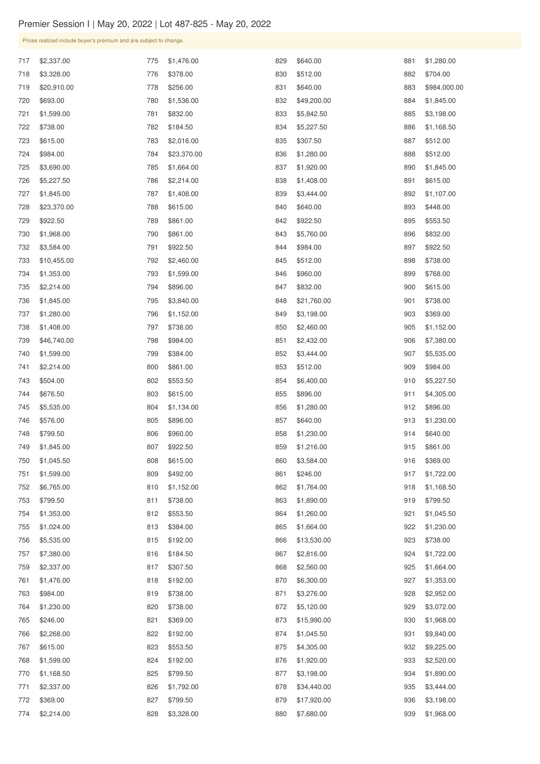Premier Session I | May 20, 2022 | Lot 487-825 - May 20, 2022

Prices realized include buyer's premium and are subject to change.

| Lot | Price | Lot | Price | Lot | Price | Lot | Price |
|---|---|---|---|---|---|---|---|
| 717 | $2,337.00 | 775 | $1,476.00 | 829 | $640.00 | 881 | $1,280.00 |
| 718 | $3,328.00 | 776 | $378.00 | 830 | $512.00 | 882 | $704.00 |
| 719 | $20,910.00 | 778 | $256.00 | 831 | $640.00 | 883 | $984,000.00 |
| 720 | $693.00 | 780 | $1,536.00 | 832 | $49,200.00 | 884 | $1,845.00 |
| 721 | $1,599.00 | 781 | $832.00 | 833 | $5,842.50 | 885 | $3,198.00 |
| 722 | $738.00 | 782 | $184.50 | 834 | $5,227.50 | 886 | $1,168.50 |
| 723 | $615.00 | 783 | $2,016.00 | 835 | $307.50 | 887 | $512.00 |
| 724 | $984.00 | 784 | $23,370.00 | 836 | $1,280.00 | 888 | $512.00 |
| 725 | $3,690.00 | 785 | $1,664.00 | 837 | $1,920.00 | 890 | $1,845.00 |
| 726 | $5,227.50 | 786 | $2,214.00 | 838 | $1,408.00 | 891 | $615.00 |
| 727 | $1,845.00 | 787 | $1,408.00 | 839 | $3,444.00 | 892 | $1,107.00 |
| 728 | $23,370.00 | 788 | $615.00 | 840 | $640.00 | 893 | $448.00 |
| 729 | $922.50 | 789 | $861.00 | 842 | $922.50 | 895 | $553.50 |
| 730 | $1,968.00 | 790 | $861.00 | 843 | $5,760.00 | 896 | $832.00 |
| 732 | $3,584.00 | 791 | $922.50 | 844 | $984.00 | 897 | $922.50 |
| 733 | $10,455.00 | 792 | $2,460.00 | 845 | $512.00 | 898 | $738.00 |
| 734 | $1,353.00 | 793 | $1,599.00 | 846 | $960.00 | 899 | $768.00 |
| 735 | $2,214.00 | 794 | $896.00 | 847 | $832.00 | 900 | $615.00 |
| 736 | $1,845.00 | 795 | $3,840.00 | 848 | $21,760.00 | 901 | $738.00 |
| 737 | $1,280.00 | 796 | $1,152.00 | 849 | $3,198.00 | 903 | $369.00 |
| 738 | $1,408.00 | 797 | $738.00 | 850 | $2,460.00 | 905 | $1,152.00 |
| 739 | $46,740.00 | 798 | $984.00 | 851 | $2,432.00 | 906 | $7,380.00 |
| 740 | $1,599.00 | 799 | $384.00 | 852 | $3,444.00 | 907 | $5,535.00 |
| 741 | $2,214.00 | 800 | $861.00 | 853 | $512.00 | 909 | $984.00 |
| 743 | $504.00 | 802 | $553.50 | 854 | $6,400.00 | 910 | $5,227.50 |
| 744 | $676.50 | 803 | $615.00 | 855 | $896.00 | 911 | $4,305.00 |
| 745 | $5,535.00 | 804 | $1,134.00 | 856 | $1,280.00 | 912 | $896.00 |
| 746 | $576.00 | 805 | $896.00 | 857 | $640.00 | 913 | $1,230.00 |
| 748 | $799.50 | 806 | $960.00 | 858 | $1,230.00 | 914 | $640.00 |
| 749 | $1,845.00 | 807 | $922.50 | 859 | $1,216.00 | 915 | $861.00 |
| 750 | $1,045.50 | 808 | $615.00 | 860 | $3,584.00 | 916 | $369.00 |
| 751 | $1,599.00 | 809 | $492.00 | 861 | $246.00 | 917 | $1,722.00 |
| 752 | $6,765.00 | 810 | $1,152.00 | 862 | $1,764.00 | 918 | $1,168.50 |
| 753 | $799.50 | 811 | $738.00 | 863 | $1,890.00 | 919 | $799.50 |
| 754 | $1,353.00 | 812 | $553.50 | 864 | $1,260.00 | 921 | $1,045.50 |
| 755 | $1,024.00 | 813 | $384.00 | 865 | $1,664.00 | 922 | $1,230.00 |
| 756 | $5,535.00 | 815 | $192.00 | 866 | $13,530.00 | 923 | $738.00 |
| 757 | $7,380.00 | 816 | $184.50 | 867 | $2,816.00 | 924 | $1,722.00 |
| 759 | $2,337.00 | 817 | $307.50 | 868 | $2,560.00 | 925 | $1,664.00 |
| 761 | $1,476.00 | 818 | $192.00 | 870 | $6,300.00 | 927 | $1,353.00 |
| 763 | $984.00 | 819 | $738.00 | 871 | $3,276.00 | 928 | $2,952.00 |
| 764 | $1,230.00 | 820 | $738.00 | 872 | $5,120.00 | 929 | $3,072.00 |
| 765 | $246.00 | 821 | $369.00 | 873 | $15,990.00 | 930 | $1,968.00 |
| 766 | $2,268.00 | 822 | $192.00 | 874 | $1,045.50 | 931 | $9,840.00 |
| 767 | $615.00 | 823 | $553.50 | 875 | $4,305.00 | 932 | $9,225.00 |
| 768 | $1,599.00 | 824 | $192.00 | 876 | $1,920.00 | 933 | $2,520.00 |
| 770 | $1,168.50 | 825 | $799.50 | 877 | $3,198.00 | 934 | $1,890.00 |
| 771 | $2,337.00 | 826 | $1,792.00 | 878 | $34,440.00 | 935 | $3,444.00 |
| 772 | $369.00 | 827 | $799.50 | 879 | $17,920.00 | 936 | $3,198.00 |
| 774 | $2,214.00 | 828 | $3,328.00 | 880 | $7,680.00 | 939 | $1,968.00 |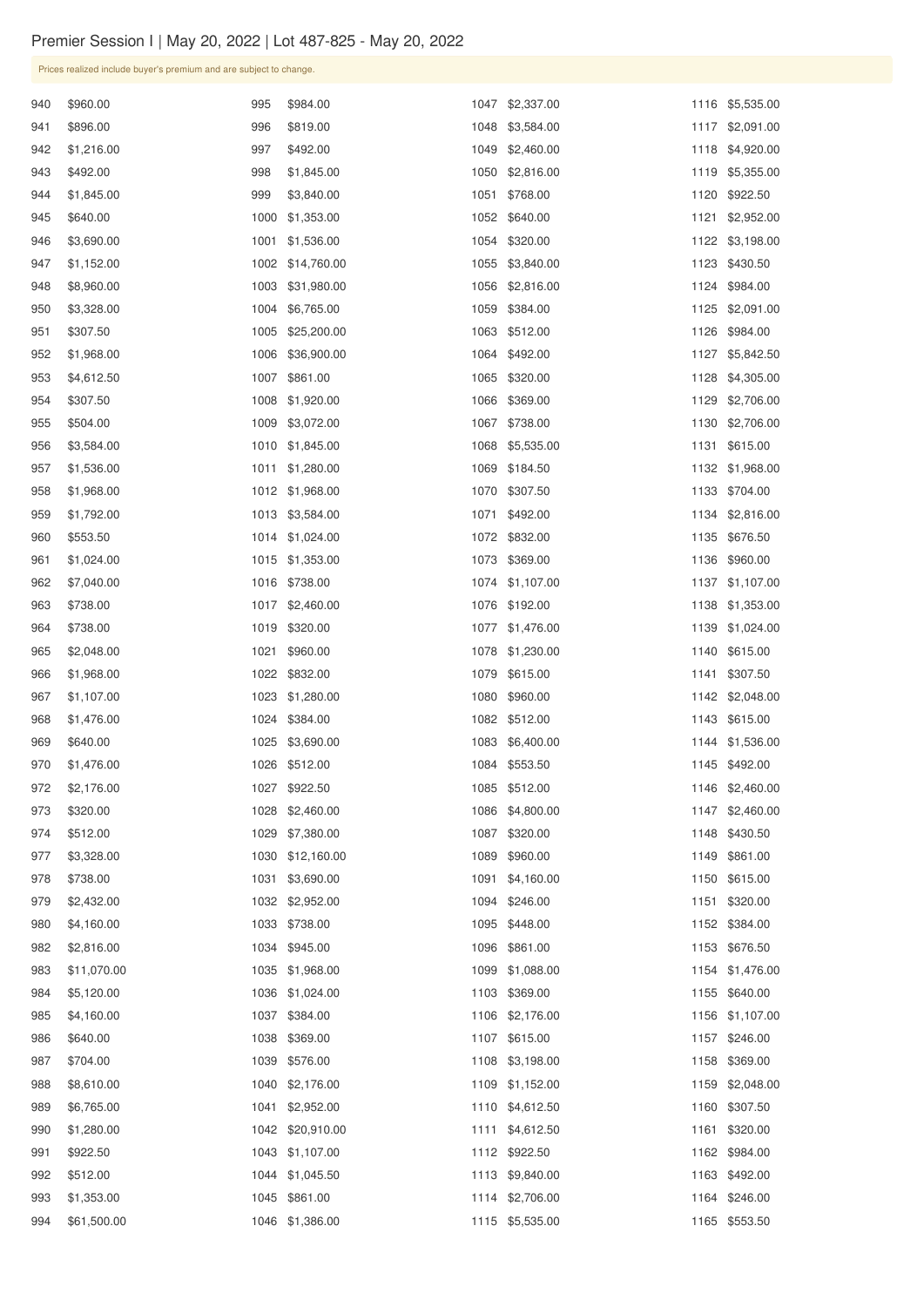Premier Session I | May 20, 2022 | Lot 487-825 - May 20, 2022

Prices realized include buyer's premium and are subject to change.

| Lot | Price | Lot | Price | Lot | Price | Lot | Price |
|---|---|---|---|---|---|---|---|
| 940 | $960.00 | 995 | $984.00 | 1047 | $2,337.00 | 1116 | $5,535.00 |
| 941 | $896.00 | 996 | $819.00 | 1048 | $3,584.00 | 1117 | $2,091.00 |
| 942 | $1,216.00 | 997 | $492.00 | 1049 | $2,460.00 | 1118 | $4,920.00 |
| 943 | $492.00 | 998 | $1,845.00 | 1050 | $2,816.00 | 1119 | $5,355.00 |
| 944 | $1,845.00 | 999 | $3,840.00 | 1051 | $768.00 | 1120 | $922.50 |
| 945 | $640.00 | 1000 | $1,353.00 | 1052 | $640.00 | 1121 | $2,952.00 |
| 946 | $3,690.00 | 1001 | $1,536.00 | 1054 | $320.00 | 1122 | $3,198.00 |
| 947 | $1,152.00 | 1002 | $14,760.00 | 1055 | $3,840.00 | 1123 | $430.50 |
| 948 | $8,960.00 | 1003 | $31,980.00 | 1056 | $2,816.00 | 1124 | $984.00 |
| 950 | $3,328.00 | 1004 | $6,765.00 | 1059 | $384.00 | 1125 | $2,091.00 |
| 951 | $307.50 | 1005 | $25,200.00 | 1063 | $512.00 | 1126 | $984.00 |
| 952 | $1,968.00 | 1006 | $36,900.00 | 1064 | $492.00 | 1127 | $5,842.50 |
| 953 | $4,612.50 | 1007 | $861.00 | 1065 | $320.00 | 1128 | $4,305.00 |
| 954 | $307.50 | 1008 | $1,920.00 | 1066 | $369.00 | 1129 | $2,706.00 |
| 955 | $504.00 | 1009 | $3,072.00 | 1067 | $738.00 | 1130 | $2,706.00 |
| 956 | $3,584.00 | 1010 | $1,845.00 | 1068 | $5,535.00 | 1131 | $615.00 |
| 957 | $1,536.00 | 1011 | $1,280.00 | 1069 | $184.50 | 1132 | $1,968.00 |
| 958 | $1,968.00 | 1012 | $1,968.00 | 1070 | $307.50 | 1133 | $704.00 |
| 959 | $1,792.00 | 1013 | $3,584.00 | 1071 | $492.00 | 1134 | $2,816.00 |
| 960 | $553.50 | 1014 | $1,024.00 | 1072 | $832.00 | 1135 | $676.50 |
| 961 | $1,024.00 | 1015 | $1,353.00 | 1073 | $369.00 | 1136 | $960.00 |
| 962 | $7,040.00 | 1016 | $738.00 | 1074 | $1,107.00 | 1137 | $1,107.00 |
| 963 | $738.00 | 1017 | $2,460.00 | 1076 | $192.00 | 1138 | $1,353.00 |
| 964 | $738.00 | 1019 | $320.00 | 1077 | $1,476.00 | 1139 | $1,024.00 |
| 965 | $2,048.00 | 1021 | $960.00 | 1078 | $1,230.00 | 1140 | $615.00 |
| 966 | $1,968.00 | 1022 | $832.00 | 1079 | $615.00 | 1141 | $307.50 |
| 967 | $1,107.00 | 1023 | $1,280.00 | 1080 | $960.00 | 1142 | $2,048.00 |
| 968 | $1,476.00 | 1024 | $384.00 | 1082 | $512.00 | 1143 | $615.00 |
| 969 | $640.00 | 1025 | $3,690.00 | 1083 | $6,400.00 | 1144 | $1,536.00 |
| 970 | $1,476.00 | 1026 | $512.00 | 1084 | $553.50 | 1145 | $492.00 |
| 972 | $2,176.00 | 1027 | $922.50 | 1085 | $512.00 | 1146 | $2,460.00 |
| 973 | $320.00 | 1028 | $2,460.00 | 1086 | $4,800.00 | 1147 | $2,460.00 |
| 974 | $512.00 | 1029 | $7,380.00 | 1087 | $320.00 | 1148 | $430.50 |
| 977 | $3,328.00 | 1030 | $12,160.00 | 1089 | $960.00 | 1149 | $861.00 |
| 978 | $738.00 | 1031 | $3,690.00 | 1091 | $4,160.00 | 1150 | $615.00 |
| 979 | $2,432.00 | 1032 | $2,952.00 | 1094 | $246.00 | 1151 | $320.00 |
| 980 | $4,160.00 | 1033 | $738.00 | 1095 | $448.00 | 1152 | $384.00 |
| 982 | $2,816.00 | 1034 | $945.00 | 1096 | $861.00 | 1153 | $676.50 |
| 983 | $11,070.00 | 1035 | $1,968.00 | 1099 | $1,088.00 | 1154 | $1,476.00 |
| 984 | $5,120.00 | 1036 | $1,024.00 | 1103 | $369.00 | 1155 | $640.00 |
| 985 | $4,160.00 | 1037 | $384.00 | 1106 | $2,176.00 | 1156 | $1,107.00 |
| 986 | $640.00 | 1038 | $369.00 | 1107 | $615.00 | 1157 | $246.00 |
| 987 | $704.00 | 1039 | $576.00 | 1108 | $3,198.00 | 1158 | $369.00 |
| 988 | $8,610.00 | 1040 | $2,176.00 | 1109 | $1,152.00 | 1159 | $2,048.00 |
| 989 | $6,765.00 | 1041 | $2,952.00 | 1110 | $4,612.50 | 1160 | $307.50 |
| 990 | $1,280.00 | 1042 | $20,910.00 | 1111 | $4,612.50 | 1161 | $320.00 |
| 991 | $922.50 | 1043 | $1,107.00 | 1112 | $922.50 | 1162 | $984.00 |
| 992 | $512.00 | 1044 | $1,045.50 | 1113 | $9,840.00 | 1163 | $492.00 |
| 993 | $1,353.00 | 1045 | $861.00 | 1114 | $2,706.00 | 1164 | $246.00 |
| 994 | $61,500.00 | 1046 | $1,386.00 | 1115 | $5,535.00 | 1165 | $553.50 |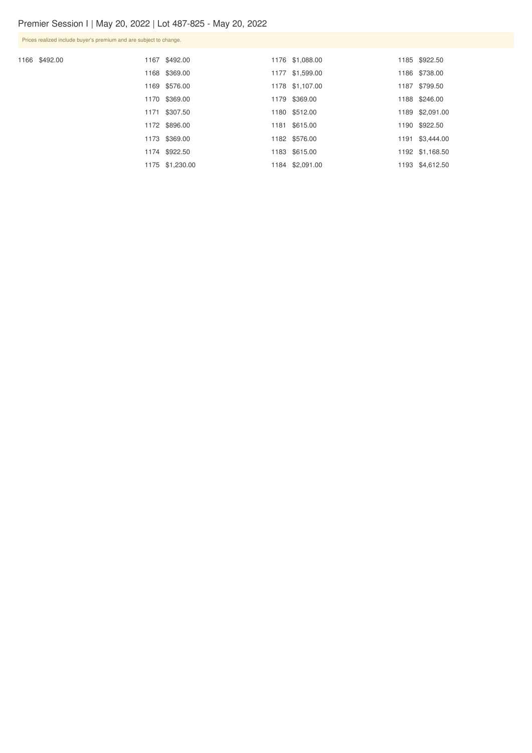Premier Session I | May 20, 2022 | Lot 487-825 - May 20, 2022

Prices realized include buyer's premium and are subject to change.

1166 $492.00
1167 $492.00
1168 $369.00
1169 $576.00
1170 $369.00
1171 $307.50
1172 $896.00
1173 $369.00
1174 $922.50
1175 $1,230.00
1176 $1,088.00
1177 $1,599.00
1178 $1,107.00
1179 $369.00
1180 $512.00
1181 $615.00
1182 $576.00
1183 $615.00
1184 $2,091.00
1185 $922.50
1186 $738.00
1187 $799.50
1188 $246.00
1189 $2,091.00
1190 $922.50
1191 $3,444.00
1192 $1,168.50
1193 $4,612.50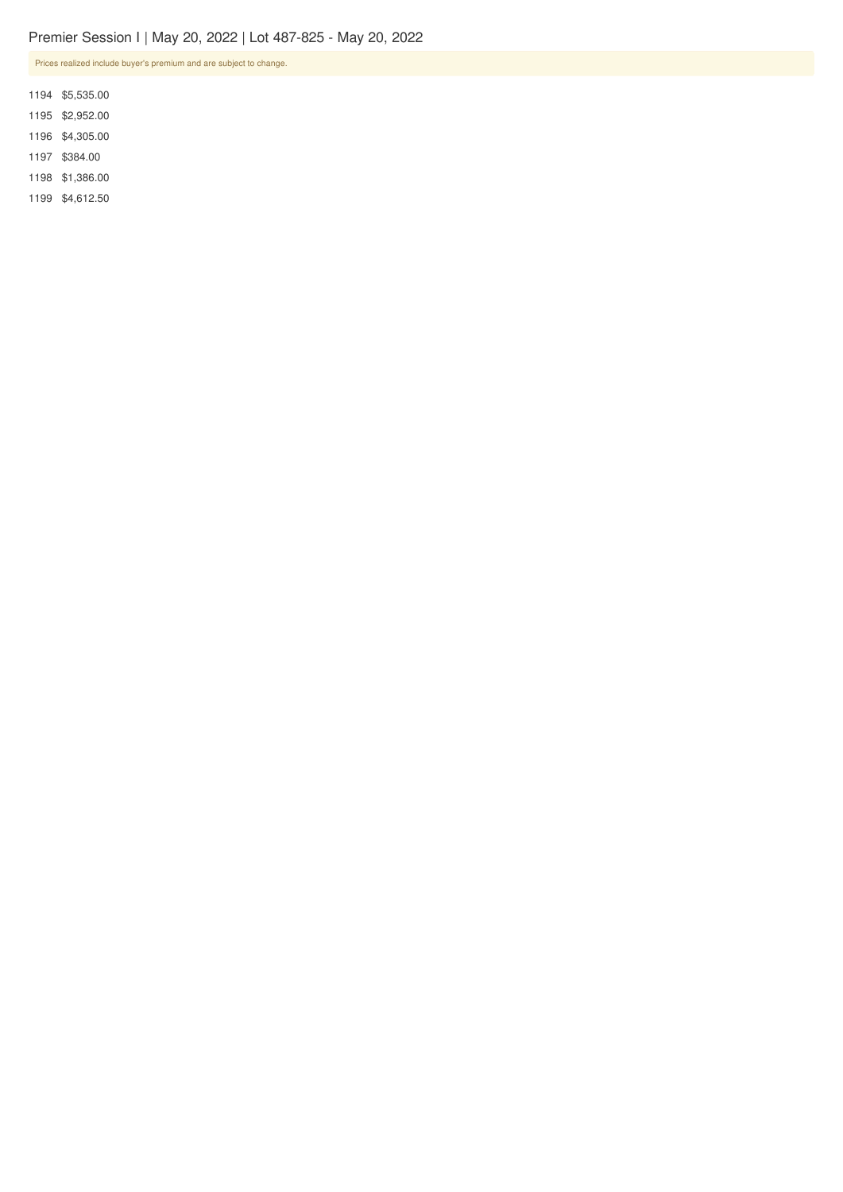Premier Session I | May 20, 2022 | Lot 487-825 - May 20, 2022

Prices realized include buyer's premium and are subject to change.

| | |
|---|---|
| 1194 | $5,535.00 |
| 1195 | $2,952.00 |
| 1196 | $4,305.00 |
| 1197 | $384.00 |
| 1198 | $1,386.00 |
| 1199 | $4,612.50 |